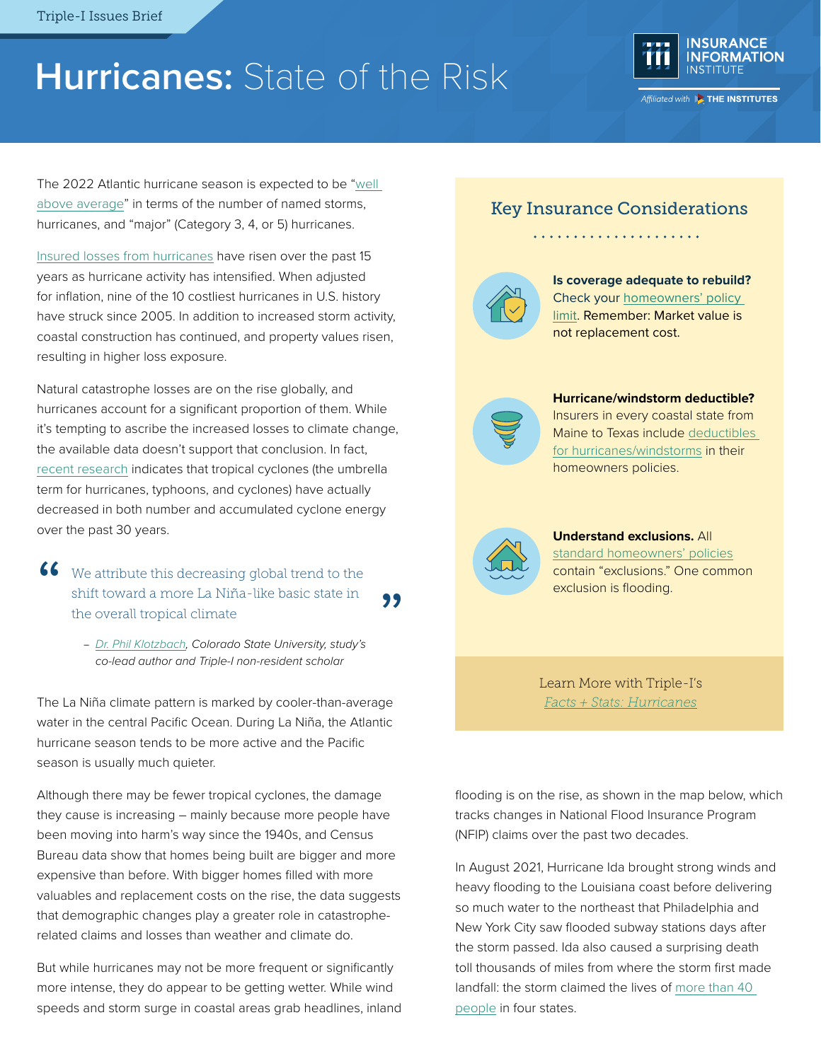Triple-I Issues Brief

# Hurricanes: State of the Risk

The 2022 Atlantic hurricane season is expected to be "well above average" in terms of the number of named storms, hurricanes, and "major" (Category 3, 4, or 5) hurricanes.

Insured losses from hurricanes have risen over the past 15 years as hurricane activity has intensified. When adjusted for inflation, nine of the 10 costliest hurricanes in U.S. history have struck since 2005. In addition to increased storm activity, coastal construction has continued, and property values risen, resulting in higher loss exposure.

Natural catastrophe losses are on the rise globally, and hurricanes account for a significant proportion of them. While it's tempting to ascribe the increased losses to climate change, the available data doesn't support that conclusion. In fact, recent research indicates that tropical cyclones (the umbrella term for hurricanes, typhoons, and cyclones) have actually decreased in both number and accumulated cyclone energy over the past 30 years.

> "We attribute this decreasing global trend to the shift toward a more La Niña-like basic state in the overall tropical climate"
>
> – *Dr. Phil Klotzbach, Colorado State University, study's co-lead author and Triple-I non-resident scholar*

The La Niña climate pattern is marked by cooler-than-average water in the central Pacific Ocean. During La Niña, the Atlantic hurricane season tends to be more active and the Pacific season is usually much quieter.

Although there may be fewer tropical cyclones, the damage they cause is increasing – mainly because more people have been moving into harm's way since the 1940s, and Census Bureau data show that homes being built are bigger and more expensive than before. With bigger homes filled with more valuables and replacement costs on the rise, the data suggests that demographic changes play a greater role in catastrophe-related claims and losses than weather and climate do.

But while hurricanes may not be more frequent or significantly more intense, they do appear to be getting wetter. While wind speeds and storm surge in coastal areas grab headlines, inland flooding is on the rise, as shown in the map below, which tracks changes in National Flood Insurance Program (NFIP) claims over the past two decades.

In August 2021, Hurricane Ida brought strong winds and heavy flooding to the Louisiana coast before delivering so much water to the northeast that Philadelphia and New York City saw flooded subway stations days after the storm passed. Ida also caused a surprising death toll thousands of miles from where the storm first made landfall: the storm claimed the lives of more than 40 people in four states.

## Key Insurance Considerations

**Is coverage adequate to rebuild?** Check your homeowners' policy limit. Remember: Market value is not replacement cost.

**Hurricane/windstorm deductible?** Insurers in every coastal state from Maine to Texas include deductibles for hurricanes/windstorms in their homeowners policies.

**Understand exclusions.** All standard homeowners' policies contain "exclusions." One common exclusion is flooding.

Learn More with Triple-I's *Facts + Stats: Hurricanes*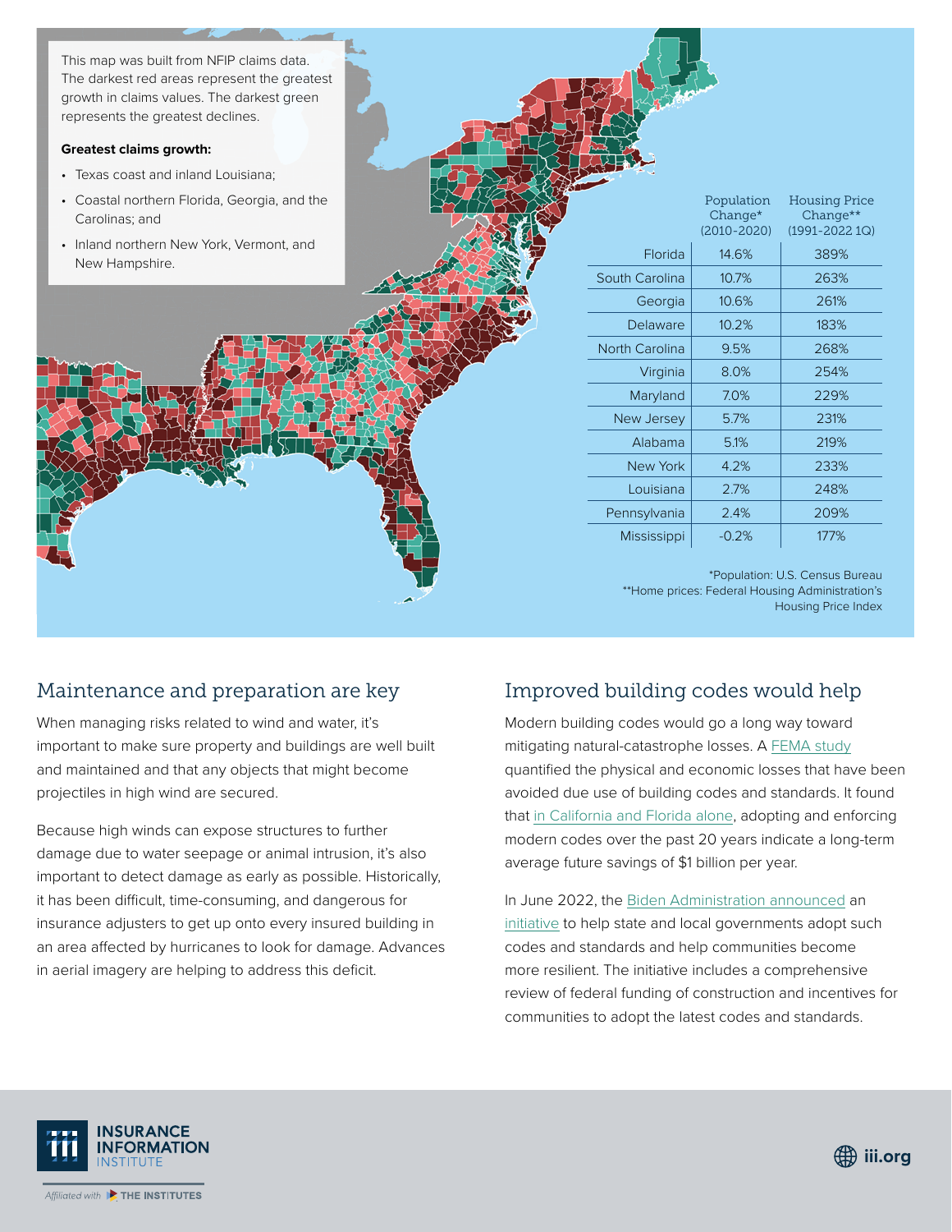This map was built from NFIP claims data. The darkest red areas represent the greatest growth in claims values. The darkest green represents the greatest declines.

**Greatest claims growth:**

- Texas coast and inland Louisiana;
- Coastal northern Florida, Georgia, and the Carolinas; and
- Inland northern New York, Vermont, and New Hampshire.

| | Population Change* (2010-2020) | Housing Price Change** (1991-2022 1Q) |
|---|---|---|
| Florida | 14.6% | 389% |
| South Carolina | 10.7% | 263% |
| Georgia | 10.6% | 261% |
| Delaware | 10.2% | 183% |
| North Carolina | 9.5% | 268% |
| Virginia | 8.0% | 254% |
| Maryland | 7.0% | 229% |
| New Jersey | 5.7% | 231% |
| Alabama | 5.1% | 219% |
| New York | 4.2% | 233% |
| Louisiana | 2.7% | 248% |
| Pennsylvania | 2.4% | 209% |
| Mississippi | -0.2% | 177% |

*Population: U.S. Census Bureau
**Home prices: Federal Housing Administration's Housing Price Index

## Maintenance and preparation are key

When managing risks related to wind and water, it's important to make sure property and buildings are well built and maintained and that any objects that might become projectiles in high wind are secured.

Because high winds can expose structures to further damage due to water seepage or animal intrusion, it's also important to detect damage as early as possible. Historically, it has been difficult, time-consuming, and dangerous for insurance adjusters to get up onto every insured building in an area affected by hurricanes to look for damage. Advances in aerial imagery are helping to address this deficit.

## Improved building codes would help

Modern building codes would go a long way toward mitigating natural-catastrophe losses. A FEMA study quantified the physical and economic losses that have been avoided due use of building codes and standards. It found that in California and Florida alone, adopting and enforcing modern codes over the past 20 years indicate a long-term average future savings of $1 billion per year.

In June 2022, the Biden Administration announced an initiative to help state and local governments adopt such codes and standards and help communities become more resilient. The initiative includes a comprehensive review of federal funding of construction and incentives for communities to adopt the latest codes and standards.

INSURANCE INFORMATION INSTITUTE

Affiliated with THE INSTITUTES

iii.org